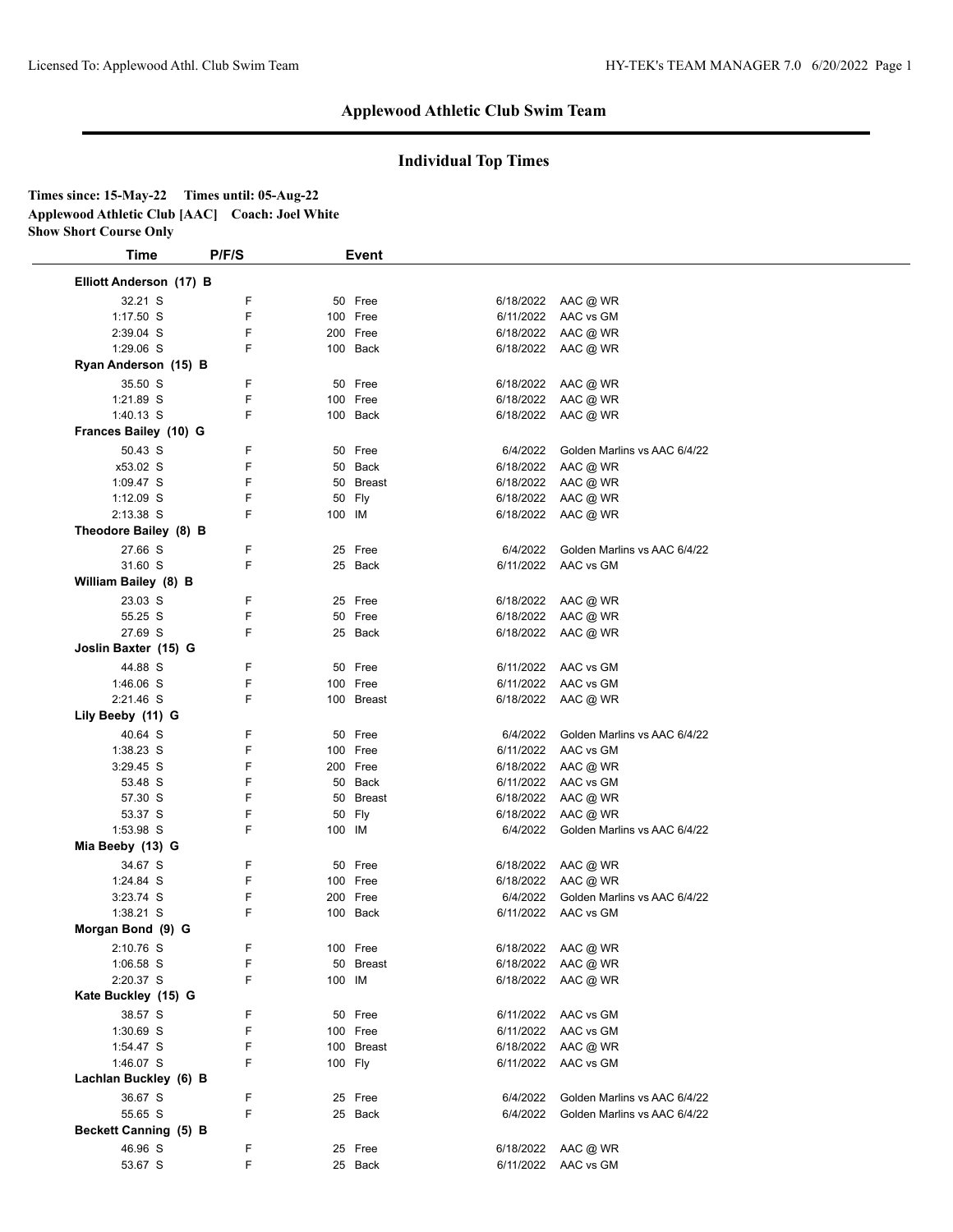## Applewood Athletic Club Swim Team

## Individual Top Times

**Times since: 15-May-22 Times until: 05-Aug-22**
**Applewood Athletic Club [AAC] Coach: Joel White**
**Show Short Course Only**

| Time | P/F/S | Event | Date | Meet |
|---|---|---|---|---|
| **Elliott Anderson (17) B** | | | | |
| 32.21 S | F | 50 Free | 6/18/2022 | AAC @ WR |
| 1:17.50 S | F | 100 Free | 6/11/2022 | AAC vs GM |
| 2:39.04 S | F | 200 Free | 6/18/2022 | AAC @ WR |
| 1:29.06 S | F | 100 Back | 6/18/2022 | AAC @ WR |
| **Ryan Anderson (15) B** | | | | |
| 35.50 S | F | 50 Free | 6/18/2022 | AAC @ WR |
| 1:21.89 S | F | 100 Free | 6/18/2022 | AAC @ WR |
| 1:40.13 S | F | 100 Back | 6/18/2022 | AAC @ WR |
| **Frances Bailey (10) G** | | | | |
| 50.43 S | F | 50 Free | 6/4/2022 | Golden Marlins vs AAC 6/4/22 |
| x53.02 S | F | 50 Back | 6/18/2022 | AAC @ WR |
| 1:09.47 S | F | 50 Breast | 6/18/2022 | AAC @ WR |
| 1:12.09 S | F | 50 Fly | 6/18/2022 | AAC @ WR |
| 2:13.38 S | F | 100 IM | 6/18/2022 | AAC @ WR |
| **Theodore Bailey (8) B** | | | | |
| 27.66 S | F | 25 Free | 6/4/2022 | Golden Marlins vs AAC 6/4/22 |
| 31.60 S | F | 25 Back | 6/11/2022 | AAC vs GM |
| **William Bailey (8) B** | | | | |
| 23.03 S | F | 25 Free | 6/18/2022 | AAC @ WR |
| 55.25 S | F | 50 Free | 6/18/2022 | AAC @ WR |
| 27.69 S | F | 25 Back | 6/18/2022 | AAC @ WR |
| **Joslin Baxter (15) G** | | | | |
| 44.88 S | F | 50 Free | 6/11/2022 | AAC vs GM |
| 1:46.06 S | F | 100 Free | 6/11/2022 | AAC vs GM |
| 2:21.46 S | F | 100 Breast | 6/18/2022 | AAC @ WR |
| **Lily Beeby (11) G** | | | | |
| 40.64 S | F | 50 Free | 6/4/2022 | Golden Marlins vs AAC 6/4/22 |
| 1:38.23 S | F | 100 Free | 6/11/2022 | AAC vs GM |
| 3:29.45 S | F | 200 Free | 6/18/2022 | AAC @ WR |
| 53.48 S | F | 50 Back | 6/11/2022 | AAC vs GM |
| 57.30 S | F | 50 Breast | 6/18/2022 | AAC @ WR |
| 53.37 S | F | 50 Fly | 6/18/2022 | AAC @ WR |
| 1:53.98 S | F | 100 IM | 6/4/2022 | Golden Marlins vs AAC 6/4/22 |
| **Mia Beeby (13) G** | | | | |
| 34.67 S | F | 50 Free | 6/18/2022 | AAC @ WR |
| 1:24.84 S | F | 100 Free | 6/18/2022 | AAC @ WR |
| 3:23.74 S | F | 200 Free | 6/4/2022 | Golden Marlins vs AAC 6/4/22 |
| 1:38.21 S | F | 100 Back | 6/11/2022 | AAC vs GM |
| **Morgan Bond (9) G** | | | | |
| 2:10.76 S | F | 100 Free | 6/18/2022 | AAC @ WR |
| 1:06.58 S | F | 50 Breast | 6/18/2022 | AAC @ WR |
| 2:20.37 S | F | 100 IM | 6/18/2022 | AAC @ WR |
| **Kate Buckley (15) G** | | | | |
| 38.57 S | F | 50 Free | 6/11/2022 | AAC vs GM |
| 1:30.69 S | F | 100 Free | 6/11/2022 | AAC vs GM |
| 1:54.47 S | F | 100 Breast | 6/18/2022 | AAC @ WR |
| 1:46.07 S | F | 100 Fly | 6/11/2022 | AAC vs GM |
| **Lachlan Buckley (6) B** | | | | |
| 36.67 S | F | 25 Free | 6/4/2022 | Golden Marlins vs AAC 6/4/22 |
| 55.65 S | F | 25 Back | 6/4/2022 | Golden Marlins vs AAC 6/4/22 |
| **Beckett Canning (5) B** | | | | |
| 46.96 S | F | 25 Free | 6/18/2022 | AAC @ WR |
| 53.67 S | F | 25 Back | 6/11/2022 | AAC vs GM |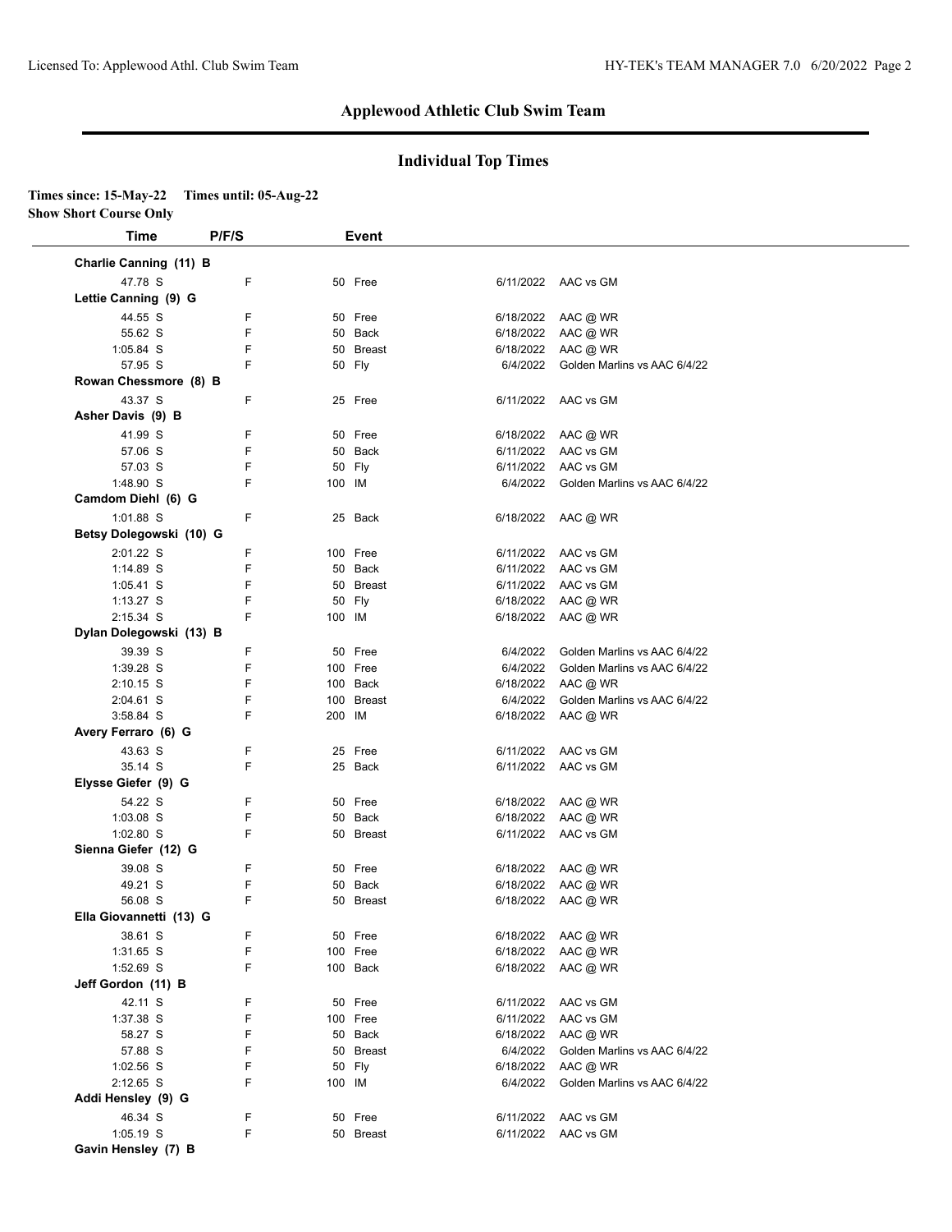## Applewood Athletic Club Swim Team

### Individual Top Times

**Times since: 15-May-22 Times until: 05-Aug-22**
**Show Short Course Only**

| Time | P/F/S | Event | Date | Meet |
|---|---|---|---|---|
| **Charlie Canning (11) B** | | | | |
| 47.78 S | F | 50 Free | 6/11/2022 | AAC vs GM |
| **Lettie Canning (9) G** | | | | |
| 44.55 S | F | 50 Free | 6/18/2022 | AAC @ WR |
| 55.62 S | F | 50 Back | 6/18/2022 | AAC @ WR |
| 1:05.84 S | F | 50 Breast | 6/18/2022 | AAC @ WR |
| 57.95 S | F | 50 Fly | 6/4/2022 | Golden Marlins vs AAC 6/4/22 |
| **Rowan Chessmore (8) B** | | | | |
| 43.37 S | F | 25 Free | 6/11/2022 | AAC vs GM |
| **Asher Davis (9) B** | | | | |
| 41.99 S | F | 50 Free | 6/18/2022 | AAC @ WR |
| 57.06 S | F | 50 Back | 6/11/2022 | AAC vs GM |
| 57.03 S | F | 50 Fly | 6/11/2022 | AAC vs GM |
| 1:48.90 S | F | 100 IM | 6/4/2022 | Golden Marlins vs AAC 6/4/22 |
| **Camdom Diehl (6) G** | | | | |
| 1:01.88 S | F | 25 Back | 6/18/2022 | AAC @ WR |
| **Betsy Dolegowski (10) G** | | | | |
| 2:01.22 S | F | 100 Free | 6/11/2022 | AAC vs GM |
| 1:14.89 S | F | 50 Back | 6/11/2022 | AAC vs GM |
| 1:05.41 S | F | 50 Breast | 6/11/2022 | AAC vs GM |
| 1:13.27 S | F | 50 Fly | 6/18/2022 | AAC @ WR |
| 2:15.34 S | F | 100 IM | 6/18/2022 | AAC @ WR |
| **Dylan Dolegowski (13) B** | | | | |
| 39.39 S | F | 50 Free | 6/4/2022 | Golden Marlins vs AAC 6/4/22 |
| 1:39.28 S | F | 100 Free | 6/4/2022 | Golden Marlins vs AAC 6/4/22 |
| 2:10.15 S | F | 100 Back | 6/18/2022 | AAC @ WR |
| 2:04.61 S | F | 100 Breast | 6/4/2022 | Golden Marlins vs AAC 6/4/22 |
| 3:58.84 S | F | 200 IM | 6/18/2022 | AAC @ WR |
| **Avery Ferraro (6) G** | | | | |
| 43.63 S | F | 25 Free | 6/11/2022 | AAC vs GM |
| 35.14 S | F | 25 Back | 6/11/2022 | AAC vs GM |
| **Elysse Giefer (9) G** | | | | |
| 54.22 S | F | 50 Free | 6/18/2022 | AAC @ WR |
| 1:03.08 S | F | 50 Back | 6/18/2022 | AAC @ WR |
| 1:02.80 S | F | 50 Breast | 6/11/2022 | AAC vs GM |
| **Sienna Giefer (12) G** | | | | |
| 39.08 S | F | 50 Free | 6/18/2022 | AAC @ WR |
| 49.21 S | F | 50 Back | 6/18/2022 | AAC @ WR |
| 56.08 S | F | 50 Breast | 6/18/2022 | AAC @ WR |
| **Ella Giovannetti (13) G** | | | | |
| 38.61 S | F | 50 Free | 6/18/2022 | AAC @ WR |
| 1:31.65 S | F | 100 Free | 6/18/2022 | AAC @ WR |
| 1:52.69 S | F | 100 Back | 6/18/2022 | AAC @ WR |
| **Jeff Gordon (11) B** | | | | |
| 42.11 S | F | 50 Free | 6/11/2022 | AAC vs GM |
| 1:37.38 S | F | 100 Free | 6/11/2022 | AAC vs GM |
| 58.27 S | F | 50 Back | 6/18/2022 | AAC @ WR |
| 57.88 S | F | 50 Breast | 6/4/2022 | Golden Marlins vs AAC 6/4/22 |
| 1:02.56 S | F | 50 Fly | 6/18/2022 | AAC @ WR |
| 2:12.65 S | F | 100 IM | 6/4/2022 | Golden Marlins vs AAC 6/4/22 |
| **Addi Hensley (9) G** | | | | |
| 46.34 S | F | 50 Free | 6/11/2022 | AAC vs GM |
| 1:05.19 S | F | 50 Breast | 6/11/2022 | AAC vs GM |
| **Gavin Hensley (7) B** | | | | |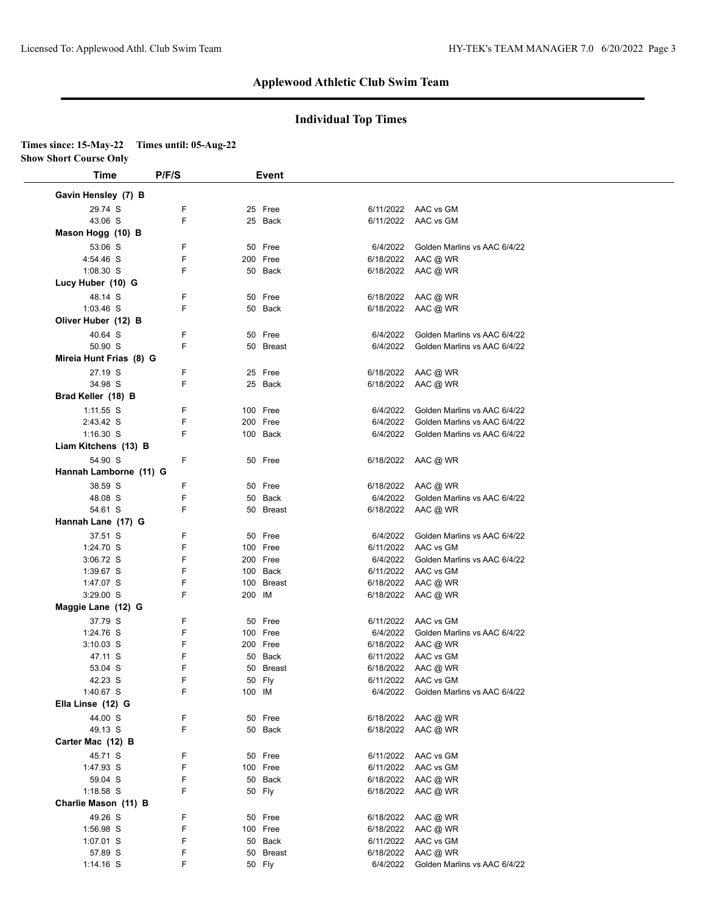## Applewood Athletic Club Swim Team

### Individual Top Times

**Times since: 15-May-22 Times until: 05-Aug-22**
**Show Short Course Only**

| Time | P/F/S | Event | Date | Meet |
|---|---|---|---|---|
| **Gavin Hensley (7) B** | | | | |
| 29.74 S | F | 25 Free | 6/11/2022 | AAC vs GM |
| 43.06 S | F | 25 Back | 6/11/2022 | AAC vs GM |
| **Mason Hogg (10) B** | | | | |
| 53.06 S | F | 50 Free | 6/4/2022 | Golden Marlins vs AAC 6/4/22 |
| 4:54.46 S | F | 200 Free | 6/18/2022 | AAC @ WR |
| 1:08.30 S | F | 50 Back | 6/18/2022 | AAC @ WR |
| **Lucy Huber (10) G** | | | | |
| 48.14 S | F | 50 Free | 6/18/2022 | AAC @ WR |
| 1:03.46 S | F | 50 Back | 6/18/2022 | AAC @ WR |
| **Oliver Huber (12) B** | | | | |
| 40.64 S | F | 50 Free | 6/4/2022 | Golden Marlins vs AAC 6/4/22 |
| 50.90 S | F | 50 Breast | 6/4/2022 | Golden Marlins vs AAC 6/4/22 |
| **Mireia Hunt Frias (8) G** | | | | |
| 27.19 S | F | 25 Free | 6/18/2022 | AAC @ WR |
| 34.98 S | F | 25 Back | 6/18/2022 | AAC @ WR |
| **Brad Keller (18) B** | | | | |
| 1:11.55 S | F | 100 Free | 6/4/2022 | Golden Marlins vs AAC 6/4/22 |
| 2:43.42 S | F | 200 Free | 6/4/2022 | Golden Marlins vs AAC 6/4/22 |
| 1:16.30 S | F | 100 Back | 6/4/2022 | Golden Marlins vs AAC 6/4/22 |
| **Liam Kitchens (13) B** | | | | |
| 54.90 S | F | 50 Free | 6/18/2022 | AAC @ WR |
| **Hannah Lamborne (11) G** | | | | |
| 38.59 S | F | 50 Free | 6/18/2022 | AAC @ WR |
| 48.08 S | F | 50 Back | 6/4/2022 | Golden Marlins vs AAC 6/4/22 |
| 54.61 S | F | 50 Breast | 6/18/2022 | AAC @ WR |
| **Hannah Lane (17) G** | | | | |
| 37.51 S | F | 50 Free | 6/4/2022 | Golden Marlins vs AAC 6/4/22 |
| 1:24.70 S | F | 100 Free | 6/11/2022 | AAC vs GM |
| 3:06.72 S | F | 200 Free | 6/4/2022 | Golden Marlins vs AAC 6/4/22 |
| 1:39.67 S | F | 100 Back | 6/11/2022 | AAC vs GM |
| 1:47.07 S | F | 100 Breast | 6/18/2022 | AAC @ WR |
| 3:29.00 S | F | 200 IM | 6/18/2022 | AAC @ WR |
| **Maggie Lane (12) G** | | | | |
| 37.79 S | F | 50 Free | 6/11/2022 | AAC vs GM |
| 1:24.76 S | F | 100 Free | 6/4/2022 | Golden Marlins vs AAC 6/4/22 |
| 3:10.03 S | F | 200 Free | 6/18/2022 | AAC @ WR |
| 47.11 S | F | 50 Back | 6/11/2022 | AAC vs GM |
| 53.04 S | F | 50 Breast | 6/18/2022 | AAC @ WR |
| 42.23 S | F | 50 Fly | 6/11/2022 | AAC vs GM |
| 1:40.67 S | F | 100 IM | 6/4/2022 | Golden Marlins vs AAC 6/4/22 |
| **Ella Linse (12) G** | | | | |
| 44.00 S | F | 50 Free | 6/18/2022 | AAC @ WR |
| 49.13 S | F | 50 Back | 6/18/2022 | AAC @ WR |
| **Carter Mac (12) B** | | | | |
| 45.71 S | F | 50 Free | 6/11/2022 | AAC vs GM |
| 1:47.93 S | F | 100 Free | 6/11/2022 | AAC vs GM |
| 59.04 S | F | 50 Back | 6/18/2022 | AAC @ WR |
| 1:18.58 S | F | 50 Fly | 6/18/2022 | AAC @ WR |
| **Charlie Mason (11) B** | | | | |
| 49.26 S | F | 50 Free | 6/18/2022 | AAC @ WR |
| 1:56.98 S | F | 100 Free | 6/18/2022 | AAC @ WR |
| 1:07.01 S | F | 50 Back | 6/11/2022 | AAC vs GM |
| 57.89 S | F | 50 Breast | 6/18/2022 | AAC @ WR |
| 1:14.16 S | F | 50 Fly | 6/4/2022 | Golden Marlins vs AAC 6/4/22 |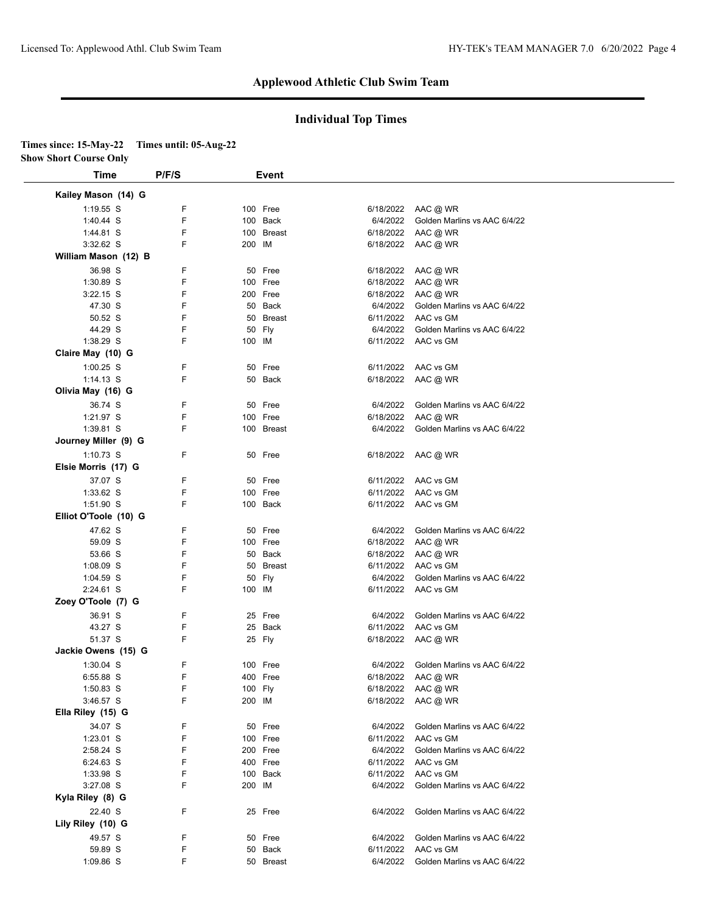## Applewood Athletic Club Swim Team

### Individual Top Times

**Times since: 15-May-22 Times until: 05-Aug-22**
**Show Short Course Only**

| Time | P/F/S | Event | Date | Meet |
|---|---|---|---|---|
| **Kailey Mason (14) G** | | | | |
| 1:19.55 S | F | 100 Free | 6/18/2022 | AAC @ WR |
| 1:40.44 S | F | 100 Back | 6/4/2022 | Golden Marlins vs AAC 6/4/22 |
| 1:44.81 S | F | 100 Breast | 6/18/2022 | AAC @ WR |
| 3:32.62 S | F | 200 IM | 6/18/2022 | AAC @ WR |
| **William Mason (12) B** | | | | |
| 36.98 S | F | 50 Free | 6/18/2022 | AAC @ WR |
| 1:30.89 S | F | 100 Free | 6/18/2022 | AAC @ WR |
| 3:22.15 S | F | 200 Free | 6/18/2022 | AAC @ WR |
| 47.30 S | F | 50 Back | 6/4/2022 | Golden Marlins vs AAC 6/4/22 |
| 50.52 S | F | 50 Breast | 6/11/2022 | AAC vs GM |
| 44.29 S | F | 50 Fly | 6/4/2022 | Golden Marlins vs AAC 6/4/22 |
| 1:38.29 S | F | 100 IM | 6/11/2022 | AAC vs GM |
| **Claire May (10) G** | | | | |
| 1:00.25 S | F | 50 Free | 6/11/2022 | AAC vs GM |
| 1:14.13 S | F | 50 Back | 6/18/2022 | AAC @ WR |
| **Olivia May (16) G** | | | | |
| 36.74 S | F | 50 Free | 6/4/2022 | Golden Marlins vs AAC 6/4/22 |
| 1:21.97 S | F | 100 Free | 6/18/2022 | AAC @ WR |
| 1:39.81 S | F | 100 Breast | 6/4/2022 | Golden Marlins vs AAC 6/4/22 |
| **Journey Miller (9) G** | | | | |
| 1:10.73 S | F | 50 Free | 6/18/2022 | AAC @ WR |
| **Elsie Morris (17) G** | | | | |
| 37.07 S | F | 50 Free | 6/11/2022 | AAC vs GM |
| 1:33.62 S | F | 100 Free | 6/11/2022 | AAC vs GM |
| 1:51.90 S | F | 100 Back | 6/11/2022 | AAC vs GM |
| **Elliot O'Toole (10) G** | | | | |
| 47.62 S | F | 50 Free | 6/4/2022 | Golden Marlins vs AAC 6/4/22 |
| 59.09 S | F | 100 Free | 6/18/2022 | AAC @ WR |
| 53.66 S | F | 50 Back | 6/18/2022 | AAC @ WR |
| 1:08.09 S | F | 50 Breast | 6/11/2022 | AAC vs GM |
| 1:04.59 S | F | 50 Fly | 6/4/2022 | Golden Marlins vs AAC 6/4/22 |
| 2:24.61 S | F | 100 IM | 6/11/2022 | AAC vs GM |
| **Zoey O'Toole (7) G** | | | | |
| 36.91 S | F | 25 Free | 6/4/2022 | Golden Marlins vs AAC 6/4/22 |
| 43.27 S | F | 25 Back | 6/11/2022 | AAC vs GM |
| 51.37 S | F | 25 Fly | 6/18/2022 | AAC @ WR |
| **Jackie Owens (15) G** | | | | |
| 1:30.04 S | F | 100 Free | 6/4/2022 | Golden Marlins vs AAC 6/4/22 |
| 6:55.88 S | F | 400 Free | 6/18/2022 | AAC @ WR |
| 1:50.83 S | F | 100 Fly | 6/18/2022 | AAC @ WR |
| 3:46.57 S | F | 200 IM | 6/18/2022 | AAC @ WR |
| **Ella Riley (15) G** | | | | |
| 34.07 S | F | 50 Free | 6/4/2022 | Golden Marlins vs AAC 6/4/22 |
| 1:23.01 S | F | 100 Free | 6/11/2022 | AAC vs GM |
| 2:58.24 S | F | 200 Free | 6/4/2022 | Golden Marlins vs AAC 6/4/22 |
| 6:24.63 S | F | 400 Free | 6/11/2022 | AAC vs GM |
| 1:33.98 S | F | 100 Back | 6/11/2022 | AAC vs GM |
| 3:27.08 S | F | 200 IM | 6/4/2022 | Golden Marlins vs AAC 6/4/22 |
| **Kyla Riley (8) G** | | | | |
| 22.40 S | F | 25 Free | 6/4/2022 | Golden Marlins vs AAC 6/4/22 |
| **Lily Riley (10) G** | | | | |
| 49.57 S | F | 50 Free | 6/4/2022 | Golden Marlins vs AAC 6/4/22 |
| 59.89 S | F | 50 Back | 6/11/2022 | AAC vs GM |
| 1:09.86 S | F | 50 Breast | 6/4/2022 | Golden Marlins vs AAC 6/4/22 |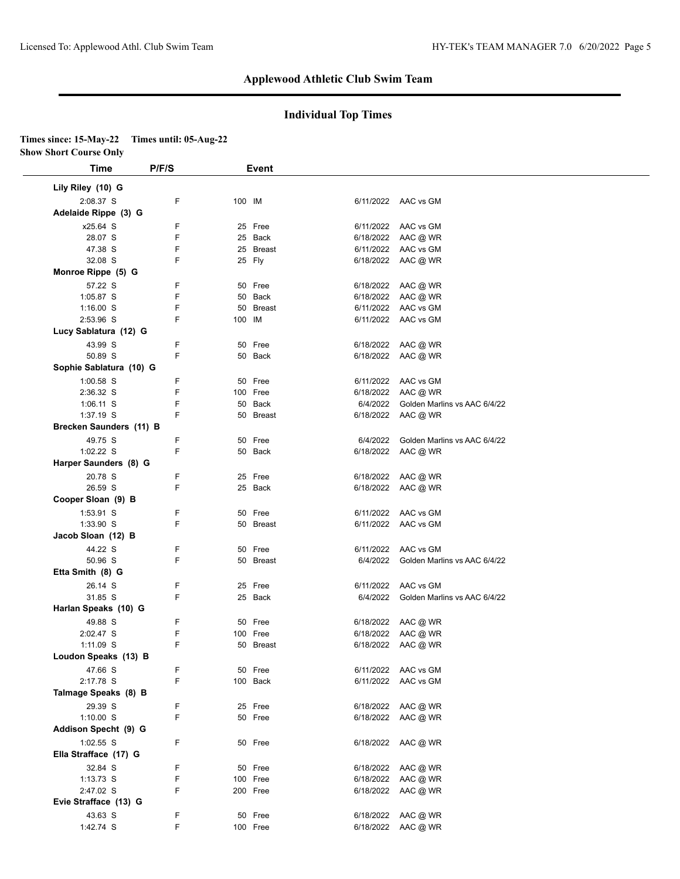## Applewood Athletic Club Swim Team

## Individual Top Times

**Times since: 15-May-22 Times until: 05-Aug-22**
**Show Short Course Only**

| Time | P/F/S | Event | Date | Meet |
|---|---|---|---|---|
| **Lily Riley (10) G** | | | | |
| 2:08.37 S | F | 100 IM | 6/11/2022 | AAC vs GM |
| **Adelaide Rippe (3) G** | | | | |
| x25.64 S | F | 25 Free | 6/11/2022 | AAC vs GM |
| 28.07 S | F | 25 Back | 6/18/2022 | AAC @ WR |
| 47.38 S | F | 25 Breast | 6/11/2022 | AAC vs GM |
| 32.08 S | F | 25 Fly | 6/18/2022 | AAC @ WR |
| **Monroe Rippe (5) G** | | | | |
| 57.22 S | F | 50 Free | 6/18/2022 | AAC @ WR |
| 1:05.87 S | F | 50 Back | 6/18/2022 | AAC @ WR |
| 1:16.00 S | F | 50 Breast | 6/11/2022 | AAC vs GM |
| 2:53.96 S | F | 100 IM | 6/11/2022 | AAC vs GM |
| **Lucy Sablatura (12) G** | | | | |
| 43.99 S | F | 50 Free | 6/18/2022 | AAC @ WR |
| 50.89 S | F | 50 Back | 6/18/2022 | AAC @ WR |
| **Sophie Sablatura (10) G** | | | | |
| 1:00.58 S | F | 50 Free | 6/11/2022 | AAC vs GM |
| 2:36.32 S | F | 100 Free | 6/18/2022 | AAC @ WR |
| 1:06.11 S | F | 50 Back | 6/4/2022 | Golden Marlins vs AAC 6/4/22 |
| 1:37.19 S | F | 50 Breast | 6/18/2022 | AAC @ WR |
| **Brecken Saunders (11) B** | | | | |
| 49.75 S | F | 50 Free | 6/4/2022 | Golden Marlins vs AAC 6/4/22 |
| 1:02.22 S | F | 50 Back | 6/18/2022 | AAC @ WR |
| **Harper Saunders (8) G** | | | | |
| 20.78 S | F | 25 Free | 6/18/2022 | AAC @ WR |
| 26.59 S | F | 25 Back | 6/18/2022 | AAC @ WR |
| **Cooper Sloan (9) B** | | | | |
| 1:53.91 S | F | 50 Free | 6/11/2022 | AAC vs GM |
| 1:33.90 S | F | 50 Breast | 6/11/2022 | AAC vs GM |
| **Jacob Sloan (12) B** | | | | |
| 44.22 S | F | 50 Free | 6/11/2022 | AAC vs GM |
| 50.96 S | F | 50 Breast | 6/4/2022 | Golden Marlins vs AAC 6/4/22 |
| **Etta Smith (8) G** | | | | |
| 26.14 S | F | 25 Free | 6/11/2022 | AAC vs GM |
| 31.85 S | F | 25 Back | 6/4/2022 | Golden Marlins vs AAC 6/4/22 |
| **Harlan Speaks (10) G** | | | | |
| 49.88 S | F | 50 Free | 6/18/2022 | AAC @ WR |
| 2:02.47 S | F | 100 Free | 6/18/2022 | AAC @ WR |
| 1:11.09 S | F | 50 Breast | 6/18/2022 | AAC @ WR |
| **Loudon Speaks (13) B** | | | | |
| 47.66 S | F | 50 Free | 6/11/2022 | AAC vs GM |
| 2:17.78 S | F | 100 Back | 6/11/2022 | AAC vs GM |
| **Talmage Speaks (8) B** | | | | |
| 29.39 S | F | 25 Free | 6/18/2022 | AAC @ WR |
| 1:10.00 S | F | 50 Free | 6/18/2022 | AAC @ WR |
| **Addison Specht (9) G** | | | | |
| 1:02.55 S | F | 50 Free | 6/18/2022 | AAC @ WR |
| **Ella Strafface (17) G** | | | | |
| 32.84 S | F | 50 Free | 6/18/2022 | AAC @ WR |
| 1:13.73 S | F | 100 Free | 6/18/2022 | AAC @ WR |
| 2:47.02 S | F | 200 Free | 6/18/2022 | AAC @ WR |
| **Evie Strafface (13) G** | | | | |
| 43.63 S | F | 50 Free | 6/18/2022 | AAC @ WR |
| 1:42.74 S | F | 100 Free | 6/18/2022 | AAC @ WR |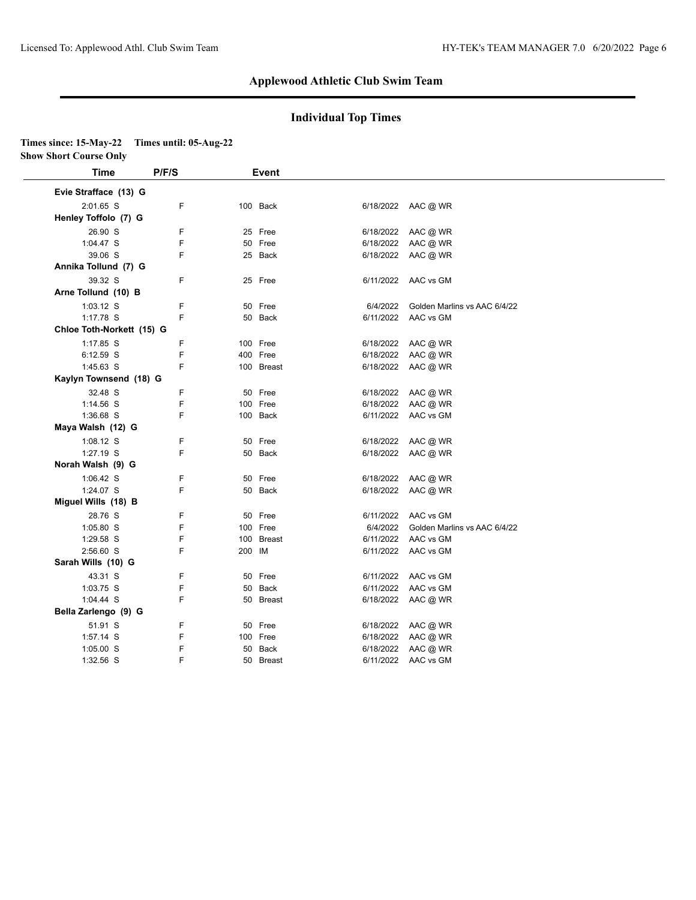## Applewood Athletic Club Swim Team

### Individual Top Times

**Times since: 15-May-22    Times until: 05-Aug-22**
**Show Short Course Only**

| Time | P/F/S | Event | Date | Meet |
|---|---|---|---|---|
| **Evie Strafface (13) G** | | | | |
| 2:01.65 S | F | 100 Back | 6/18/2022 | AAC @ WR |
| **Henley Toffolo (7) G** | | | | |
| 26.90 S | F | 25 Free | 6/18/2022 | AAC @ WR |
| 1:04.47 S | F | 50 Free | 6/18/2022 | AAC @ WR |
| 39.06 S | F | 25 Back | 6/18/2022 | AAC @ WR |
| **Annika Tollund (7) G** | | | | |
| 39.32 S | F | 25 Free | 6/11/2022 | AAC vs GM |
| **Arne Tollund (10) B** | | | | |
| 1:03.12 S | F | 50 Free | 6/4/2022 | Golden Marlins vs AAC 6/4/22 |
| 1:17.78 S | F | 50 Back | 6/11/2022 | AAC vs GM |
| **Chloe Toth-Norkett (15) G** | | | | |
| 1:17.85 S | F | 100 Free | 6/18/2022 | AAC @ WR |
| 6:12.59 S | F | 400 Free | 6/18/2022 | AAC @ WR |
| 1:45.63 S | F | 100 Breast | 6/18/2022 | AAC @ WR |
| **Kaylyn Townsend (18) G** | | | | |
| 32.48 S | F | 50 Free | 6/18/2022 | AAC @ WR |
| 1:14.56 S | F | 100 Free | 6/18/2022 | AAC @ WR |
| 1:36.68 S | F | 100 Back | 6/11/2022 | AAC vs GM |
| **Maya Walsh (12) G** | | | | |
| 1:08.12 S | F | 50 Free | 6/18/2022 | AAC @ WR |
| 1:27.19 S | F | 50 Back | 6/18/2022 | AAC @ WR |
| **Norah Walsh (9) G** | | | | |
| 1:06.42 S | F | 50 Free | 6/18/2022 | AAC @ WR |
| 1:24.07 S | F | 50 Back | 6/18/2022 | AAC @ WR |
| **Miguel Wills (18) B** | | | | |
| 28.76 S | F | 50 Free | 6/11/2022 | AAC vs GM |
| 1:05.80 S | F | 100 Free | 6/4/2022 | Golden Marlins vs AAC 6/4/22 |
| 1:29.58 S | F | 100 Breast | 6/11/2022 | AAC vs GM |
| 2:56.60 S | F | 200 IM | 6/11/2022 | AAC vs GM |
| **Sarah Wills (10) G** | | | | |
| 43.31 S | F | 50 Free | 6/11/2022 | AAC vs GM |
| 1:03.75 S | F | 50 Back | 6/11/2022 | AAC vs GM |
| 1:04.44 S | F | 50 Breast | 6/18/2022 | AAC @ WR |
| **Bella Zarlengo (9) G** | | | | |
| 51.91 S | F | 50 Free | 6/18/2022 | AAC @ WR |
| 1:57.14 S | F | 100 Free | 6/18/2022 | AAC @ WR |
| 1:05.00 S | F | 50 Back | 6/18/2022 | AAC @ WR |
| 1:32.56 S | F | 50 Breast | 6/11/2022 | AAC vs GM |